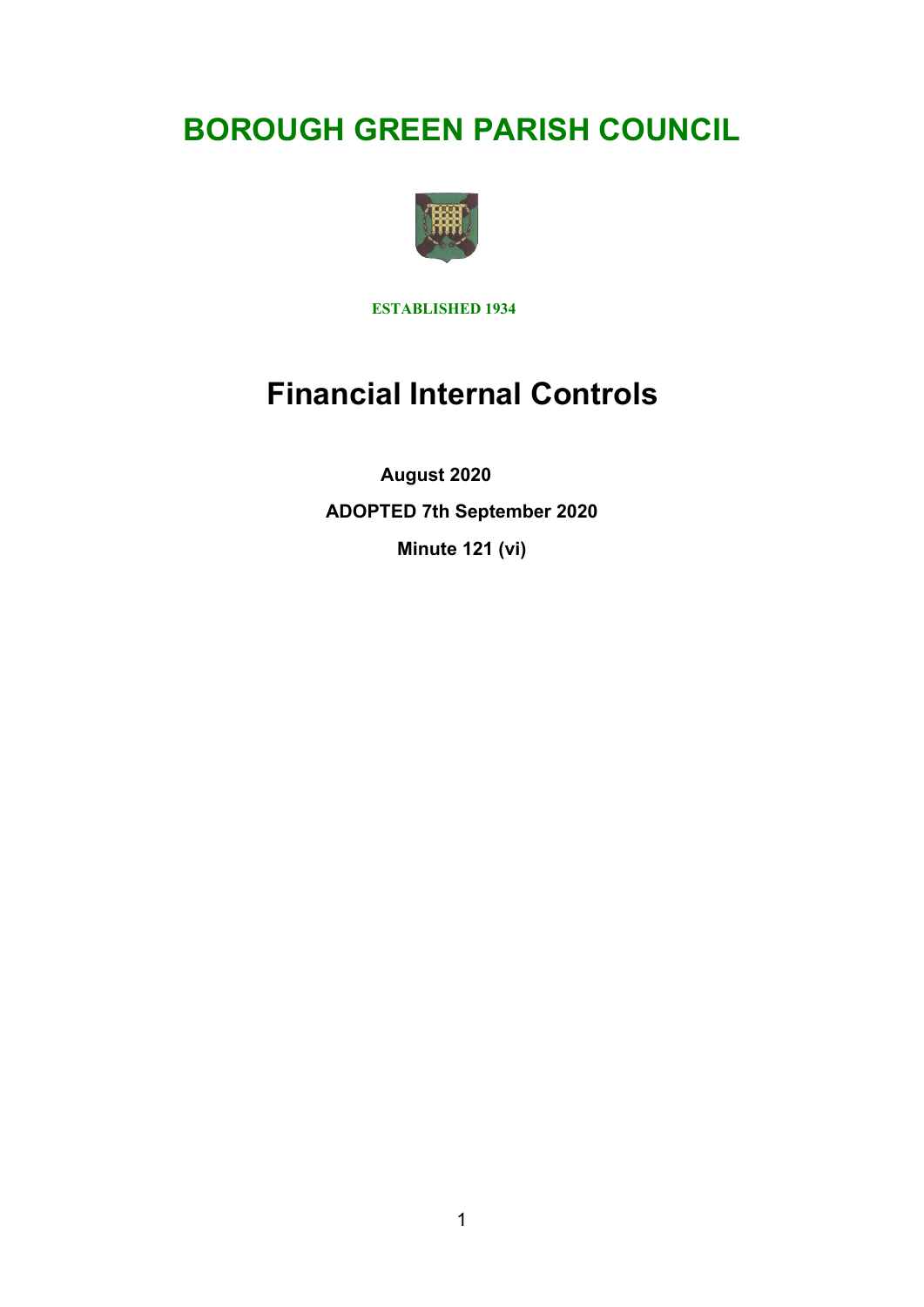# BOROUGH GREEN PARISH COUNCIL

**ESTABLISHED 1934**

# Financial Internal Controls

**August 2020**

**ADOPTED 7th September 2020**

**Minute 121 (vi)**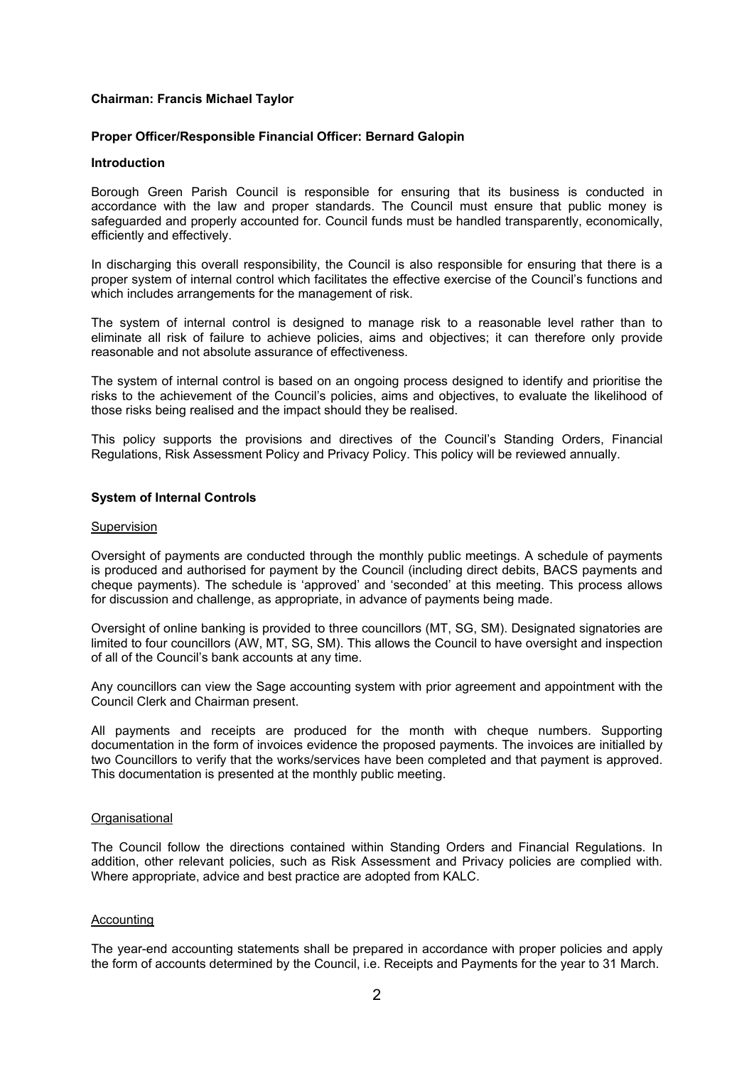**Chairman: Francis Michael Taylor**

**Proper Officer/Responsible Financial Officer: Bernard Galopin**

**Introduction**

Borough Green Parish Council is responsible for ensuring that its business is conducted in accordance with the law and proper standards. The Council must ensure that public money is safeguarded and properly accounted for. Council funds must be handled transparently, economically, efficiently and effectively.

In discharging this overall responsibility, the Council is also responsible for ensuring that there is a proper system of internal control which facilitates the effective exercise of the Council's functions and which includes arrangements for the management of risk.

The system of internal control is designed to manage risk to a reasonable level rather than to eliminate all risk of failure to achieve policies, aims and objectives; it can therefore only provide reasonable and not absolute assurance of effectiveness.

The system of internal control is based on an ongoing process designed to identify and prioritise the risks to the achievement of the Council's policies, aims and objectives, to evaluate the likelihood of those risks being realised and the impact should they be realised.

This policy supports the provisions and directives of the Council's Standing Orders, Financial Regulations, Risk Assessment Policy and Privacy Policy. This policy will be reviewed annually.

**System of Internal Controls**

Supervision

Oversight of payments are conducted through the monthly public meetings. A schedule of payments is produced and authorised for payment by the Council (including direct debits, BACS payments and cheque payments). The schedule is 'approved' and 'seconded' at this meeting. This process allows for discussion and challenge, as appropriate, in advance of payments being made.

Oversight of online banking is provided to three councillors (MT, SG, SM). Designated signatories are limited to four councillors (AW, MT, SG, SM). This allows the Council to have oversight and inspection of all of the Council's bank accounts at any time.

Any councillors can view the Sage accounting system with prior agreement and appointment with the Council Clerk and Chairman present.

All payments and receipts are produced for the month with cheque numbers. Supporting documentation in the form of invoices evidence the proposed payments. The invoices are initialled by two Councillors to verify that the works/services have been completed and that payment is approved. This documentation is presented at the monthly public meeting.

Organisational

The Council follow the directions contained within Standing Orders and Financial Regulations. In addition, other relevant policies, such as Risk Assessment and Privacy policies are complied with. Where appropriate, advice and best practice are adopted from KALC.

Accounting

The year-end accounting statements shall be prepared in accordance with proper policies and apply the form of accounts determined by the Council, i.e. Receipts and Payments for the year to 31 March.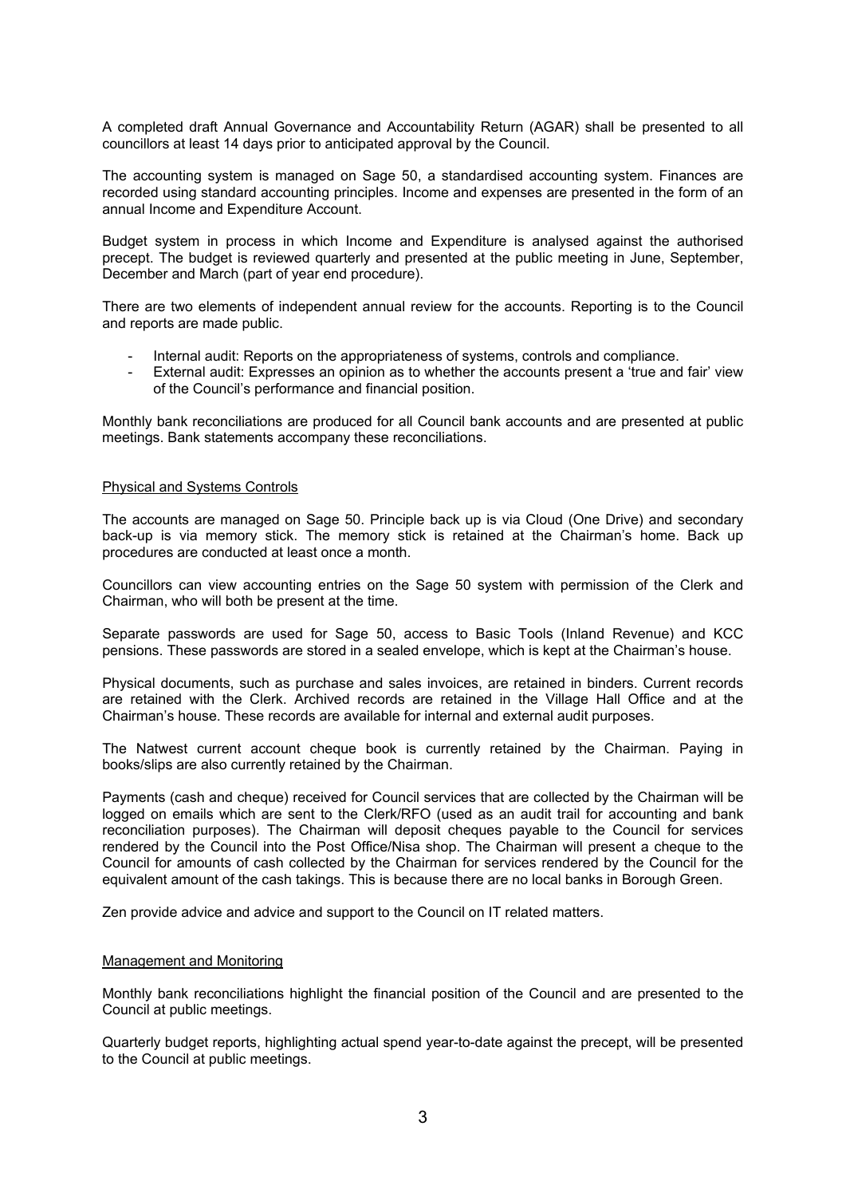A completed draft Annual Governance and Accountability Return (AGAR) shall be presented to all councillors at least 14 days prior to anticipated approval by the Council.

The accounting system is managed on Sage 50, a standardised accounting system. Finances are recorded using standard accounting principles. Income and expenses are presented in the form of an annual Income and Expenditure Account.

Budget system in process in which Income and Expenditure is analysed against the authorised precept. The budget is reviewed quarterly and presented at the public meeting in June, September, December and March (part of year end procedure).

There are two elements of independent annual review for the accounts. Reporting is to the Council and reports are made public.

- Internal audit: Reports on the appropriateness of systems, controls and compliance.
- External audit: Expresses an opinion as to whether the accounts present a 'true and fair' view of the Council's performance and financial position.

Monthly bank reconciliations are produced for all Council bank accounts and are presented at public meetings. Bank statements accompany these reconciliations.

<u>Physical and Systems Controls</u>

The accounts are managed on Sage 50. Principle back up is via Cloud (One Drive) and secondary back-up is via memory stick. The memory stick is retained at the Chairman's home. Back up procedures are conducted at least once a month.

Councillors can view accounting entries on the Sage 50 system with permission of the Clerk and Chairman, who will both be present at the time.

Separate passwords are used for Sage 50, access to Basic Tools (Inland Revenue) and KCC pensions. These passwords are stored in a sealed envelope, which is kept at the Chairman's house.

Physical documents, such as purchase and sales invoices, are retained in binders. Current records are retained with the Clerk. Archived records are retained in the Village Hall Office and at the Chairman's house. These records are available for internal and external audit purposes.

The Natwest current account cheque book is currently retained by the Chairman. Paying in books/slips are also currently retained by the Chairman.

Payments (cash and cheque) received for Council services that are collected by the Chairman will be logged on emails which are sent to the Clerk/RFO (used as an audit trail for accounting and bank reconciliation purposes). The Chairman will deposit cheques payable to the Council for services rendered by the Council into the Post Office/Nisa shop. The Chairman will present a cheque to the Council for amounts of cash collected by the Chairman for services rendered by the Council for the equivalent amount of the cash takings. This is because there are no local banks in Borough Green.

Zen provide advice and advice and support to the Council on IT related matters.

<u>Management and Monitoring</u>

Monthly bank reconciliations highlight the financial position of the Council and are presented to the Council at public meetings.

Quarterly budget reports, highlighting actual spend year-to-date against the precept, will be presented to the Council at public meetings.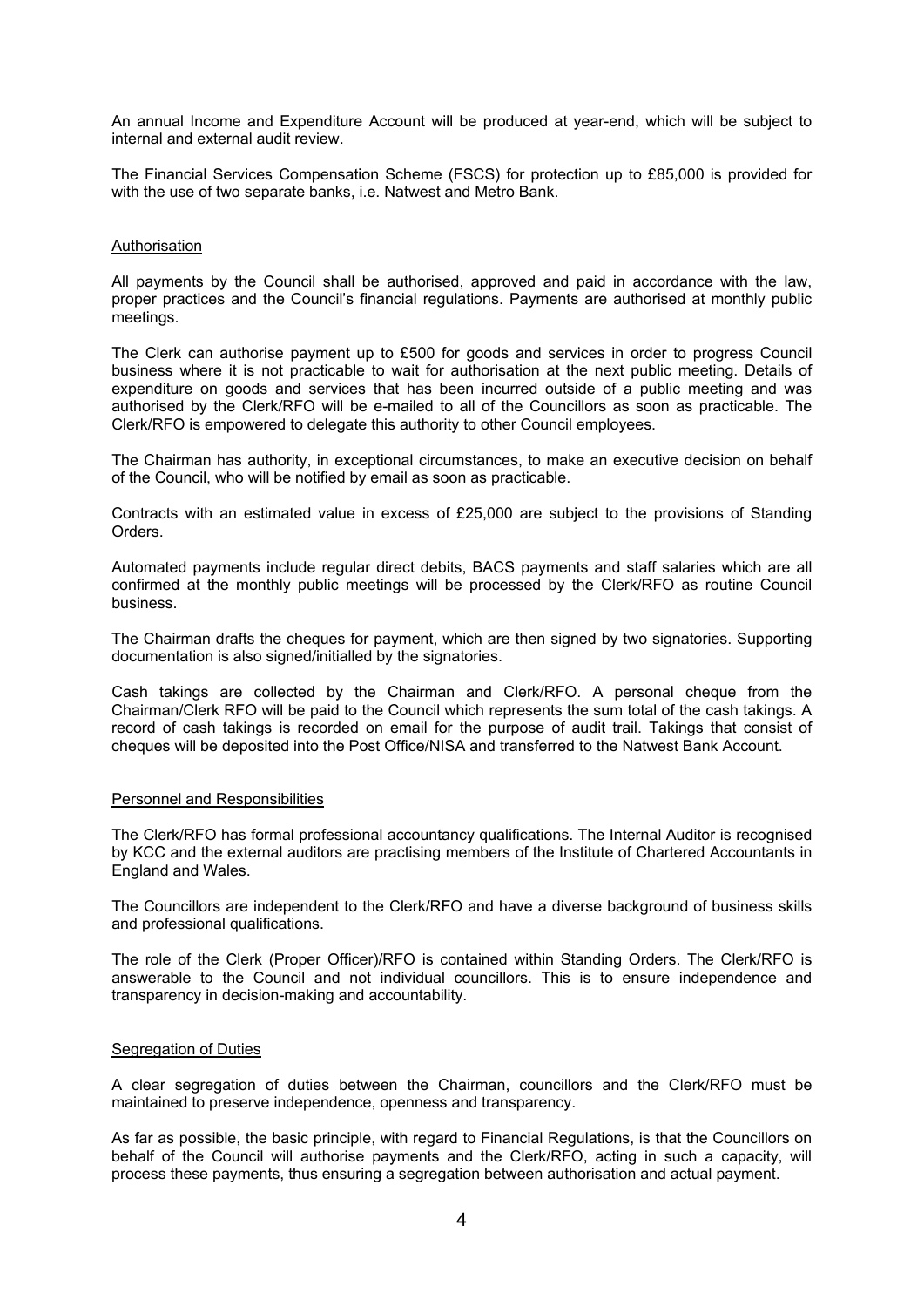An annual Income and Expenditure Account will be produced at year-end, which will be subject to internal and external audit review.

The Financial Services Compensation Scheme (FSCS) for protection up to £85,000 is provided for with the use of two separate banks, i.e. Natwest and Metro Bank.

## Authorisation

All payments by the Council shall be authorised, approved and paid in accordance with the law, proper practices and the Council's financial regulations. Payments are authorised at monthly public meetings.

The Clerk can authorise payment up to £500 for goods and services in order to progress Council business where it is not practicable to wait for authorisation at the next public meeting. Details of expenditure on goods and services that has been incurred outside of a public meeting and was authorised by the Clerk/RFO will be e-mailed to all of the Councillors as soon as practicable. The Clerk/RFO is empowered to delegate this authority to other Council employees.

The Chairman has authority, in exceptional circumstances, to make an executive decision on behalf of the Council, who will be notified by email as soon as practicable.

Contracts with an estimated value in excess of £25,000 are subject to the provisions of Standing Orders.

Automated payments include regular direct debits, BACS payments and staff salaries which are all confirmed at the monthly public meetings will be processed by the Clerk/RFO as routine Council business.

The Chairman drafts the cheques for payment, which are then signed by two signatories. Supporting documentation is also signed/initialled by the signatories.

Cash takings are collected by the Chairman and Clerk/RFO. A personal cheque from the Chairman/Clerk RFO will be paid to the Council which represents the sum total of the cash takings. A record of cash takings is recorded on email for the purpose of audit trail. Takings that consist of cheques will be deposited into the Post Office/NISA and transferred to the Natwest Bank Account.

## Personnel and Responsibilities

The Clerk/RFO has formal professional accountancy qualifications. The Internal Auditor is recognised by KCC and the external auditors are practising members of the Institute of Chartered Accountants in England and Wales.

The Councillors are independent to the Clerk/RFO and have a diverse background of business skills and professional qualifications.

The role of the Clerk (Proper Officer)/RFO is contained within Standing Orders. The Clerk/RFO is answerable to the Council and not individual councillors. This is to ensure independence and transparency in decision-making and accountability.

## Segregation of Duties

A clear segregation of duties between the Chairman, councillors and the Clerk/RFO must be maintained to preserve independence, openness and transparency.

As far as possible, the basic principle, with regard to Financial Regulations, is that the Councillors on behalf of the Council will authorise payments and the Clerk/RFO, acting in such a capacity, will process these payments, thus ensuring a segregation between authorisation and actual payment.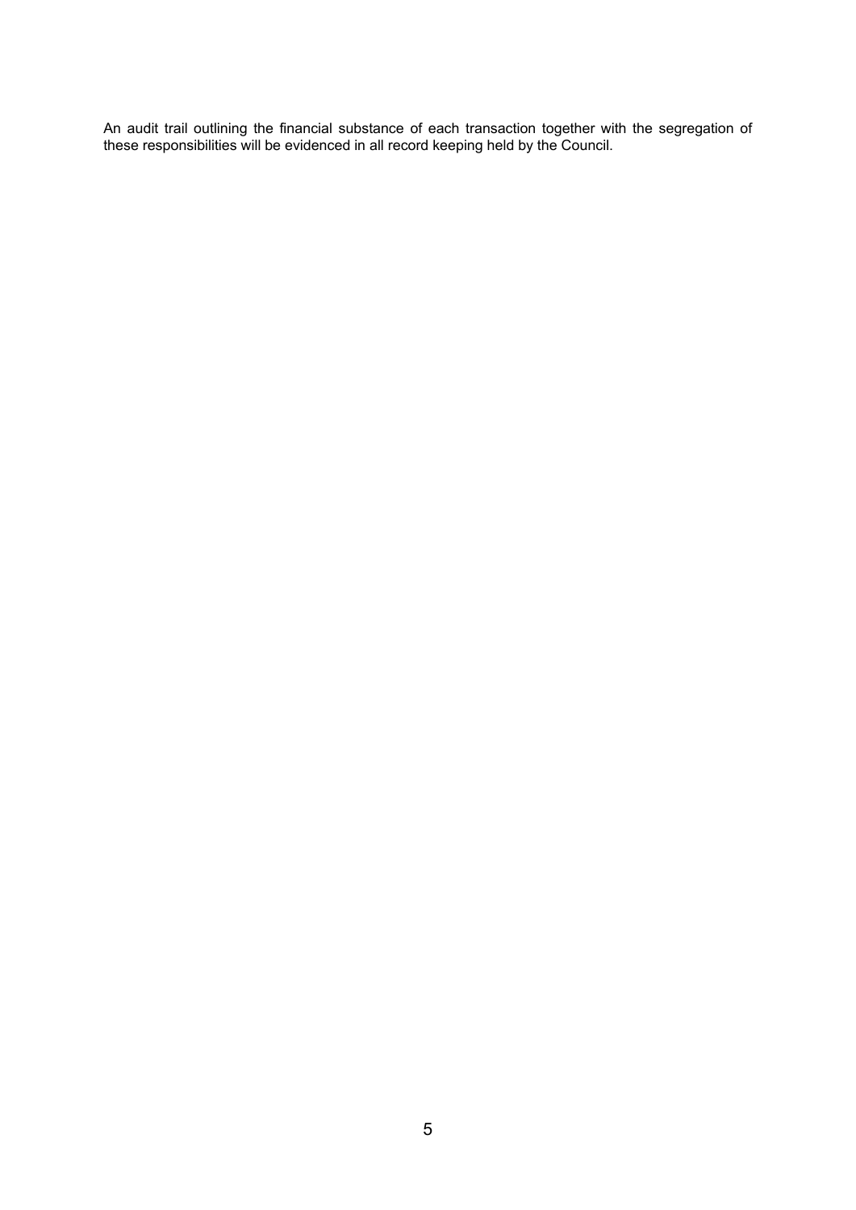An audit trail outlining the financial substance of each transaction together with the segregation of these responsibilities will be evidenced in all record keeping held by the Council.